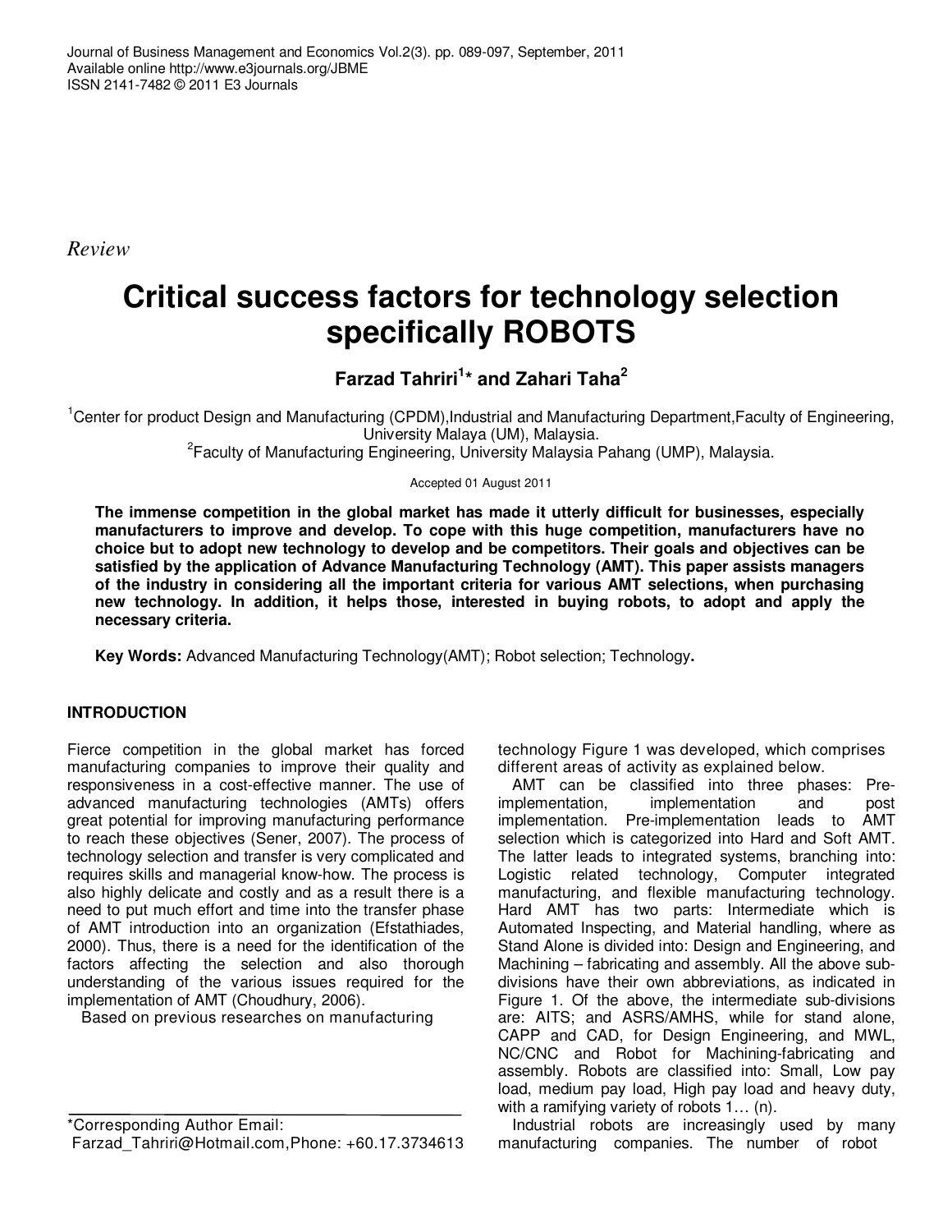Review

# Critical success factors for technology selection specifically ROBOTS

**Farzad Tahriri[1]* and Zahari Taha[2]**

[1]Center for product Design and Manufacturing (CPDM),Industrial and Manufacturing Department,Faculty of Engineering, University Malaya (UM), Malaysia.
[2]Faculty of Manufacturing Engineering, University Malaysia Pahang (UMP), Malaysia.

Accepted 01 August 2011

**The immense competition in the global market has made it utterly difficult for businesses, especially manufacturers to improve and develop. To cope with this huge competition, manufacturers have no choice but to adopt new technology to develop and be competitors. Their goals and objectives can be satisfied by the application of Advance Manufacturing Technology (AMT). This paper assists managers of the industry in considering all the important criteria for various AMT selections, when purchasing new technology. In addition, it helps those, interested in buying robots, to adopt and apply the necessary criteria.**

**Key Words:** Advanced Manufacturing Technology(AMT); Robot selection; Technology**.**

## INTRODUCTION

Fierce competition in the global market has forced manufacturing companies to improve their quality and responsiveness in a cost-effective manner. The use of advanced manufacturing technologies (AMTs) offers great potential for improving manufacturing performance to reach these objectives (Sener, 2007). The process of technology selection and transfer is very complicated and requires skills and managerial know-how. The process is also highly delicate and costly and as a result there is a need to put much effort and time into the transfer phase of AMT introduction into an organization (Efstathiades, 2000). Thus, there is a need for the identification of the factors affecting the selection and also thorough understanding of the various issues required for the implementation of AMT (Choudhury, 2006).

Based on previous researches on manufacturing technology Figure 1 was developed, which comprises different areas of activity as explained below.

AMT can be classified into three phases: Pre-implementation, implementation and post implementation. Pre-implementation leads to AMT selection which is categorized into Hard and Soft AMT. The latter leads to integrated systems, branching into: Logistic related technology, Computer integrated manufacturing, and flexible manufacturing technology. Hard AMT has two parts: Intermediate which is Automated Inspecting, and Material handling, where as Stand Alone is divided into: Design and Engineering, and Machining – fabricating and assembly. All the above sub-divisions have their own abbreviations, as indicated in Figure 1. Of the above, the intermediate sub-divisions are: AITS; and ASRS/AMHS, while for stand alone, CAPP and CAD, for Design Engineering, and MWL, NC/CNC and Robot for Machining-fabricating and assembly. Robots are classified into: Small, Low pay load, medium pay load, High pay load and heavy duty, with a ramifying variety of robots 1… (n).

Industrial robots are increasingly used by many manufacturing companies. The number of robot

*Corresponding Author Email: Farzad_Tahriri@Hotmail.com,Phone: +60.17.3734613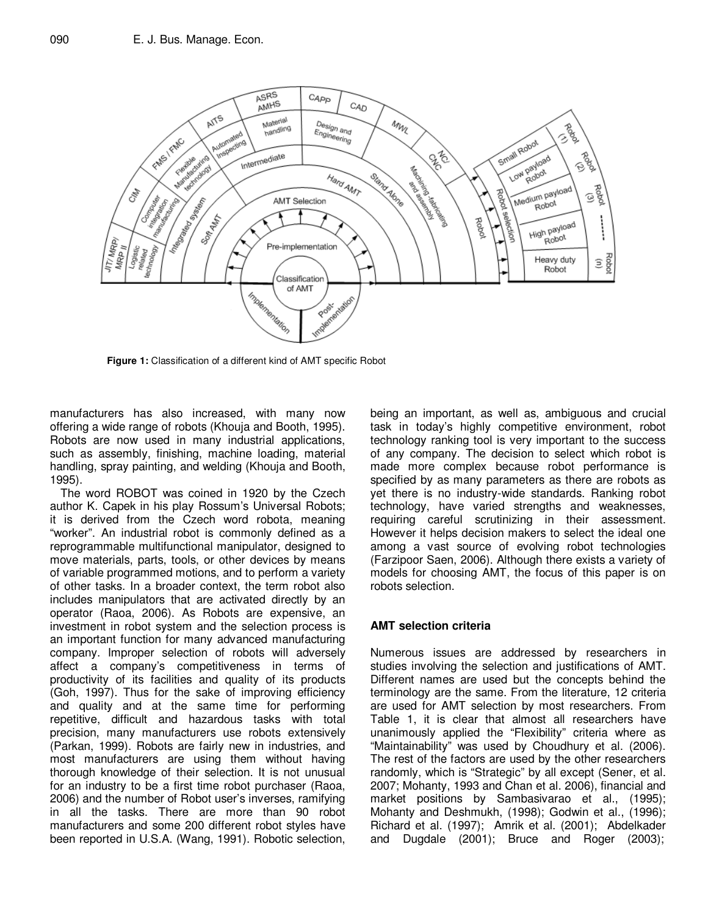**Figure 1:** Classification of a different kind of AMT specific Robot

manufacturers has also increased, with many now offering a wide range of robots (Khouja and Booth, 1995). Robots are now used in many industrial applications, such as assembly, finishing, machine loading, material handling, spray painting, and welding (Khouja and Booth, 1995).

The word ROBOT was coined in 1920 by the Czech author K. Capek in his play Rossum's Universal Robots; it is derived from the Czech word robota, meaning "worker". An industrial robot is commonly defined as a reprogrammable multifunctional manipulator, designed to move materials, parts, tools, or other devices by means of variable programmed motions, and to perform a variety of other tasks. In a broader context, the term robot also includes manipulators that are activated directly by an operator (Raoa, 2006). As Robots are expensive, an investment in robot system and the selection process is an important function for many advanced manufacturing company. Improper selection of robots will adversely affect a company's competitiveness in terms of productivity of its facilities and quality of its products (Goh, 1997). Thus for the sake of improving efficiency and quality and at the same time for performing repetitive, difficult and hazardous tasks with total precision, many manufacturers use robots extensively (Parkan, 1999). Robots are fairly new in industries, and most manufacturers are using them without having thorough knowledge of their selection. It is not unusual for an industry to be a first time robot purchaser (Raoa, 2006) and the number of Robot user's inverses, ramifying in all the tasks. There are more than 90 robot manufacturers and some 200 different robot styles have been reported in U.S.A. (Wang, 1991). Robotic selection, being an important, as well as, ambiguous and crucial task in today's highly competitive environment, robot technology ranking tool is very important to the success of any company. The decision to select which robot is made more complex because robot performance is specified by as many parameters as there are robots as yet there is no industry-wide standards. Ranking robot technology, have varied strengths and weaknesses, requiring careful scrutinizing in their assessment. However it helps decision makers to select the ideal one among a vast source of evolving robot technologies (Farzipoor Saen, 2006). Although there exists a variety of models for choosing AMT, the focus of this paper is on robots selection.

## AMT selection criteria

Numerous issues are addressed by researchers in studies involving the selection and justifications of AMT. Different names are used but the concepts behind the terminology are the same. From the literature, 12 criteria are used for AMT selection by most researchers. From Table 1, it is clear that almost all researchers have unanimously applied the "Flexibility" criteria where as "Maintainability" was used by Choudhury et al. (2006). The rest of the factors are used by the other researchers randomly, which is "Strategic" by all except (Sener, et al. 2007; Mohanty, 1993 and Chan et al. 2006), financial and market positions by Sambasivarao et al., (1995); Mohanty and Deshmukh, (1998); Godwin et al., (1996); Richard et al. (1997); Amrik et al. (2001); Abdelkader and Dugdale (2001); Bruce and Roger (2003);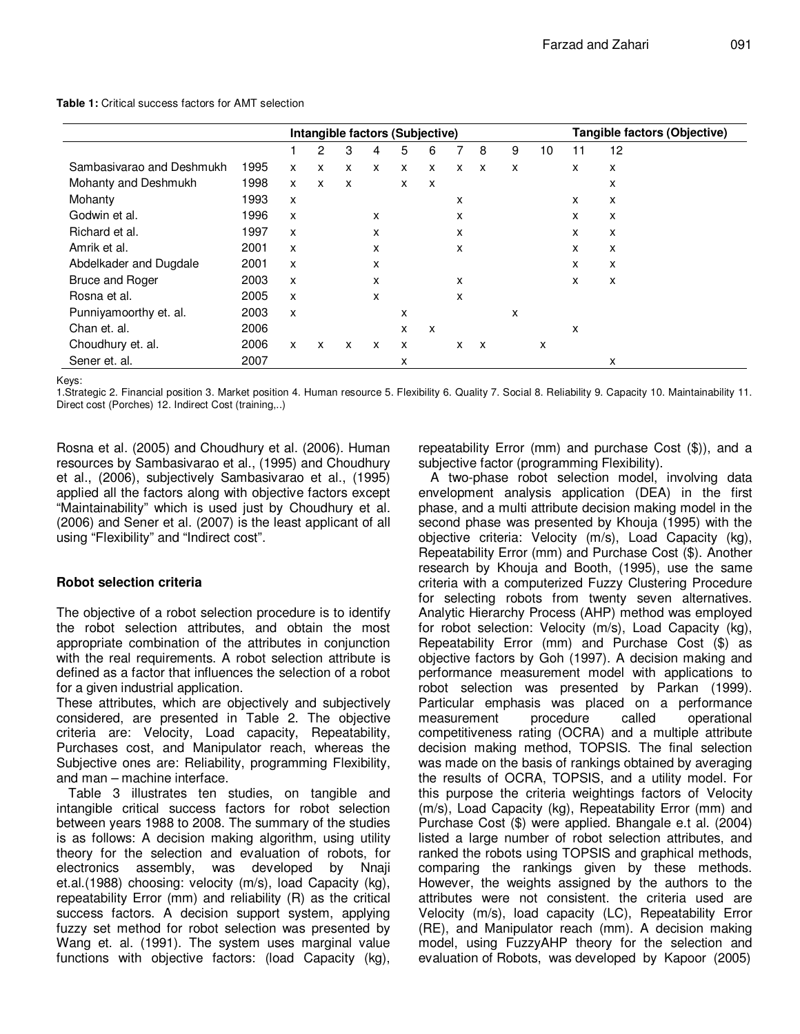**Table 1:** Critical success factors for AMT selection

| | | Intangible factors (Subjective) | | | | | | | | | | Tangible factors (Objective) | |
|---|---|---|---|---|---|---|---|---|---|---|---|---|---|
| | | 1 | 2 | 3 | 4 | 5 | 6 | 7 | 8 | 9 | 10 | 11 | 12 |
| Sambasivarao and Deshmukh | 1995 | x | x | x | x | x | x | x | x | x | | x | x |
| Mohanty and Deshmukh | 1998 | x | x | x | | x | x | | | | | | x |
| Mohanty | 1993 | x | | | | | | x | | | | x | x |
| Godwin et al. | 1996 | x | | | x | | | x | | | | x | x |
| Richard et al. | 1997 | x | | | x | | | x | | | | x | x |
| Amrik et al. | 2001 | x | | | x | | | x | | | | x | x |
| Abdelkader and Dugdale | 2001 | x | | | x | | | | | | | x | x |
| Bruce and Roger | 2003 | x | | | x | | | x | | | | x | x |
| Rosna et al. | 2005 | x | | | x | | | x | | | | | |
| Punniyamoorthy et. al. | 2003 | x | | | | x | | | | x | | | |
| Chan et. al. | 2006 | | | | | x | x | | | | | x | |
| Choudhury et. al. | 2006 | x | x | x | x | x | | x | x | | x | | |
| Sener et. al. | 2007 | | | | | x | | | | | | | x |

Keys:
1.Strategic 2. Financial position 3. Market position 4. Human resource 5. Flexibility 6. Quality 7. Social 8. Reliability 9. Capacity 10. Maintainability 11. Direct cost (Porches) 12. Indirect Cost (training,..)

Rosna et al. (2005) and Choudhury et al. (2006). Human resources by Sambasivarao et al., (1995) and Choudhury et al., (2006), subjectively Sambasivarao et al., (1995) applied all the factors along with objective factors except "Maintainability" which is used just by Choudhury et al. (2006) and Sener et al. (2007) is the least applicant of all using "Flexibility" and "Indirect cost".

## Robot selection criteria

The objective of a robot selection procedure is to identify the robot selection attributes, and obtain the most appropriate combination of the attributes in conjunction with the real requirements. A robot selection attribute is defined as a factor that influences the selection of a robot for a given industrial application.

These attributes, which are objectively and subjectively considered, are presented in Table 2. The objective criteria are: Velocity, Load capacity, Repeatability, Purchases cost, and Manipulator reach, whereas the Subjective ones are: Reliability, programming Flexibility, and man – machine interface.

Table 3 illustrates ten studies, on tangible and intangible critical success factors for robot selection between years 1988 to 2008. The summary of the studies is as follows: A decision making algorithm, using utility theory for the selection and evaluation of robots, for electronics assembly, was developed by Nnaji et.al.(1988) choosing: velocity (m/s), load Capacity (kg), repeatability Error (mm) and reliability (R) as the critical success factors. A decision support system, applying fuzzy set method for robot selection was presented by Wang et. al. (1991). The system uses marginal value functions with objective factors: (load Capacity (kg), repeatability Error (mm) and purchase Cost ($)), and a subjective factor (programming Flexibility).

A two-phase robot selection model, involving data envelopment analysis application (DEA) in the first phase, and a multi attribute decision making model in the second phase was presented by Khouja (1995) with the objective criteria: Velocity (m/s), Load Capacity (kg), Repeatability Error (mm) and Purchase Cost ($). Another research by Khouja and Booth, (1995), use the same criteria with a computerized Fuzzy Clustering Procedure for selecting robots from twenty seven alternatives. Analytic Hierarchy Process (AHP) method was employed for robot selection: Velocity (m/s), Load Capacity (kg), Repeatability Error (mm) and Purchase Cost ($) as objective factors by Goh (1997). A decision making and performance measurement model with applications to robot selection was presented by Parkan (1999). Particular emphasis was placed on a performance measurement procedure called operational competitiveness rating (OCRA) and a multiple attribute decision making method, TOPSIS. The final selection was made on the basis of rankings obtained by averaging the results of OCRA, TOPSIS, and a utility model. For this purpose the criteria weightings factors of Velocity (m/s), Load Capacity (kg), Repeatability Error (mm) and Purchase Cost ($) were applied. Bhangale e.t al. (2004) listed a large number of robot selection attributes, and ranked the robots using TOPSIS and graphical methods, comparing the rankings given by these methods. However, the weights assigned by the authors to the attributes were not consistent. the criteria used are Velocity (m/s), load capacity (LC), Repeatability Error (RE), and Manipulator reach (mm). A decision making model, using FuzzyAHP theory for the selection and evaluation of Robots, was developed by Kapoor (2005)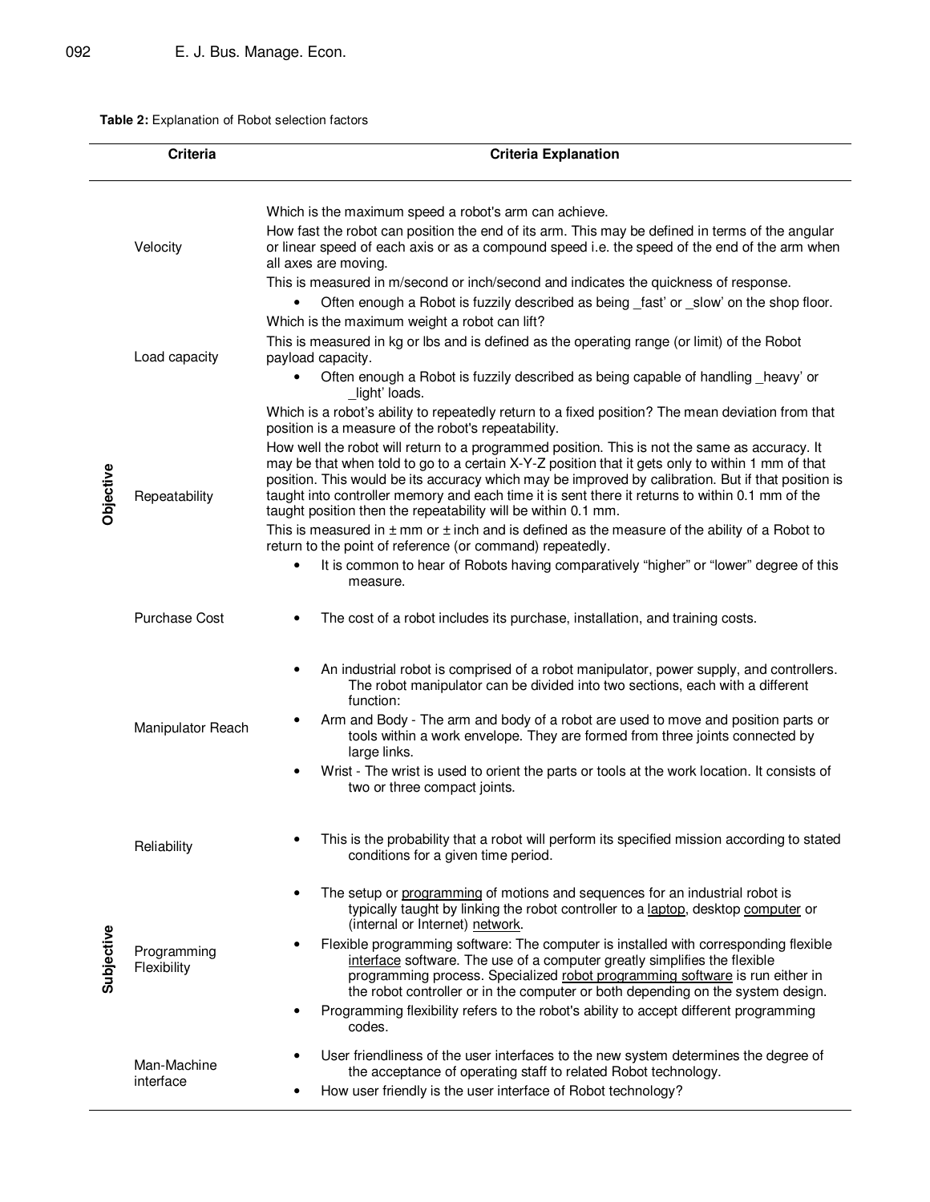**Table 2:** Explanation of Robot selection factors

| | Criteria | Criteria Explanation |
|---|---|---|
| Objective | Velocity | Which is the maximum speed a robot's arm can achieve. How fast the robot can position the end of its arm. This may be defined in terms of the angular or linear speed of each axis or as a compound speed i.e. the speed of the end of the arm when all axes are moving. This is measured in m/second or inch/second and indicates the quickness of response. • Often enough a Robot is fuzzily described as being _fast' or _slow' on the shop floor. |
| | Load capacity | Which is the maximum weight a robot can lift? This is measured in kg or lbs and is defined as the operating range (or limit) of the Robot payload capacity. • Often enough a Robot is fuzzily described as being capable of handling _heavy' or _light' loads. |
| | Repeatability | Which is a robot's ability to repeatedly return to a fixed position? The mean deviation from that position is a measure of the robot's repeatability. How well the robot will return to a programmed position. This is not the same as accuracy. It may be that when told to go to a certain X-Y-Z position that it gets only to within 1 mm of that position. This would be its accuracy which may be improved by calibration. But if that position is taught into controller memory and each time it is sent there it returns to within 0.1 mm of the taught position then the repeatability will be within 0.1 mm. This is measured in ± mm or ± inch and is defined as the measure of the ability of a Robot to return to the point of reference (or command) repeatedly. • It is common to hear of Robots having comparatively "higher" or "lower" degree of this measure. |
| | Purchase Cost | • The cost of a robot includes its purchase, installation, and training costs. |
| | Manipulator Reach | • An industrial robot is comprised of a robot manipulator, power supply, and controllers. The robot manipulator can be divided into two sections, each with a different function: • Arm and Body - The arm and body of a robot are used to move and position parts or tools within a work envelope. They are formed from three joints connected by large links. • Wrist - The wrist is used to orient the parts or tools at the work location. It consists of two or three compact joints. |
| Subjective | Reliability | • This is the probability that a robot will perform its specified mission according to stated conditions for a given time period. |
| | Programming Flexibility | • The setup or programming of motions and sequences for an industrial robot is typically taught by linking the robot controller to a laptop, desktop computer or (internal or Internet) network. • Flexible programming software: The computer is installed with corresponding flexible interface software. The use of a computer greatly simplifies the flexible programming process. Specialized robot programming software is run either in the robot controller or in the computer or both depending on the system design. • Programming flexibility refers to the robot's ability to accept different programming codes. |
| | Man-Machine interface | • User friendliness of the user interfaces to the new system determines the degree of the acceptance of operating staff to related Robot technology. • How user friendly is the user interface of Robot technology? |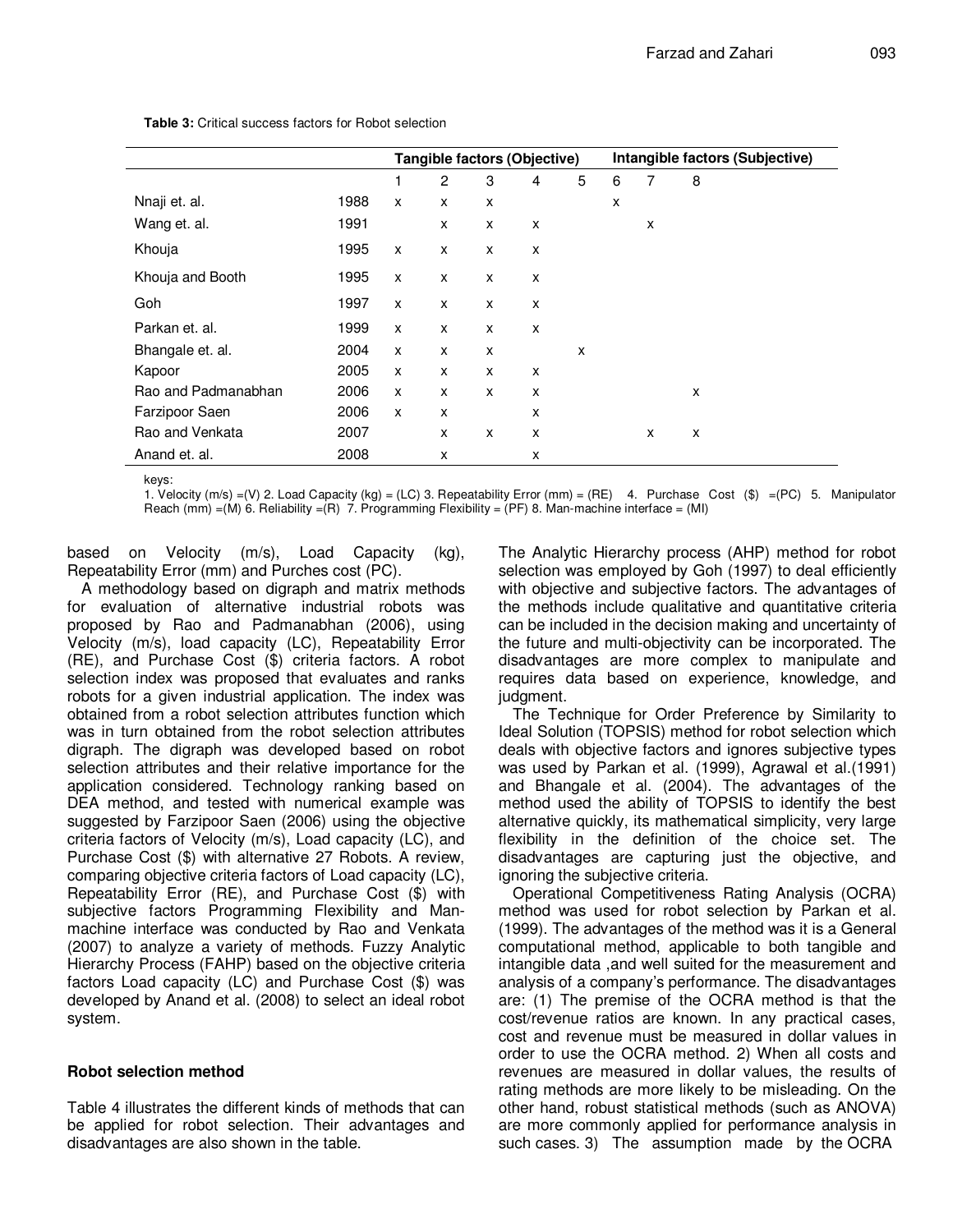**Table 3:** Critical success factors for Robot selection

| | | Tangible factors (Objective) | | | | | Intangible factors (Subjective) | | |
|---|---|---|---|---|---|---|---|---|---|
| | | 1 | 2 | 3 | 4 | 5 | 6 | 7 | 8 |
| Nnaji et. al. | 1988 | x | x | x | | | x | | |
| Wang et. al. | 1991 | | x | x | x | | | x | |
| Khouja | 1995 | x | x | x | x | | | | |
| Khouja and Booth | 1995 | x | x | x | x | | | | |
| Goh | 1997 | x | x | x | x | | | | |
| Parkan et. al. | 1999 | x | x | x | x | | | | |
| Bhangale et. al. | 2004 | x | x | x | | x | | | |
| Kapoor | 2005 | x | x | x | x | | | | |
| Rao and Padmanabhan | 2006 | x | x | x | x | | | | x |
| Farzipoor Saen | 2006 | x | x | | x | | | | |
| Rao and Venkata | 2007 | | x | x | x | | | x | x |
| Anand et. al. | 2008 | | x | | x | | | | |

keys:
1. Velocity (m/s) =(V) 2. Load Capacity (kg) = (LC) 3. Repeatability Error (mm) = (RE) 4. Purchase Cost ($) =(PC) 5. Manipulator Reach (mm) =(M) 6. Reliability =(R) 7. Programming Flexibility = (PF) 8. Man-machine interface = (MI)

based on Velocity (m/s), Load Capacity (kg), Repeatability Error (mm) and Purches cost (PC).

A methodology based on digraph and matrix methods for evaluation of alternative industrial robots was proposed by Rao and Padmanabhan (2006), using Velocity (m/s), load capacity (LC), Repeatability Error (RE), and Purchase Cost ($) criteria factors. A robot selection index was proposed that evaluates and ranks robots for a given industrial application. The index was obtained from a robot selection attributes function which was in turn obtained from the robot selection attributes digraph. The digraph was developed based on robot selection attributes and their relative importance for the application considered. Technology ranking based on DEA method, and tested with numerical example was suggested by Farzipoor Saen (2006) using the objective criteria factors of Velocity (m/s), Load capacity (LC), and Purchase Cost ($) with alternative 27 Robots. A review, comparing objective criteria factors of Load capacity (LC), Repeatability Error (RE), and Purchase Cost ($) with subjective factors Programming Flexibility and Man-machine interface was conducted by Rao and Venkata (2007) to analyze a variety of methods. Fuzzy Analytic Hierarchy Process (FAHP) based on the objective criteria factors Load capacity (LC) and Purchase Cost ($) was developed by Anand et al. (2008) to select an ideal robot system.

## Robot selection method

Table 4 illustrates the different kinds of methods that can be applied for robot selection. Their advantages and disadvantages are also shown in the table.

The Analytic Hierarchy process (AHP) method for robot selection was employed by Goh (1997) to deal efficiently with objective and subjective factors. The advantages of the methods include qualitative and quantitative criteria can be included in the decision making and uncertainty of the future and multi-objectivity can be incorporated. The disadvantages are more complex to manipulate and requires data based on experience, knowledge, and judgment.

The Technique for Order Preference by Similarity to Ideal Solution (TOPSIS) method for robot selection which deals with objective factors and ignores subjective types was used by Parkan et al. (1999), Agrawal et al.(1991) and Bhangale et al. (2004). The advantages of the method used the ability of TOPSIS to identify the best alternative quickly, its mathematical simplicity, very large flexibility in the definition of the choice set. The disadvantages are capturing just the objective, and ignoring the subjective criteria.

Operational Competitiveness Rating Analysis (OCRA) method was used for robot selection by Parkan et al. (1999). The advantages of the method was it is a General computational method, applicable to both tangible and intangible data ,and well suited for the measurement and analysis of a company's performance. The disadvantages are: (1) The premise of the OCRA method is that the cost/revenue ratios are known. In any practical cases, cost and revenue must be measured in dollar values in order to use the OCRA method. 2) When all costs and revenues are measured in dollar values, the results of rating methods are more likely to be misleading. On the other hand, robust statistical methods (such as ANOVA) are more commonly applied for performance analysis in such cases. 3) The assumption made by the OCRA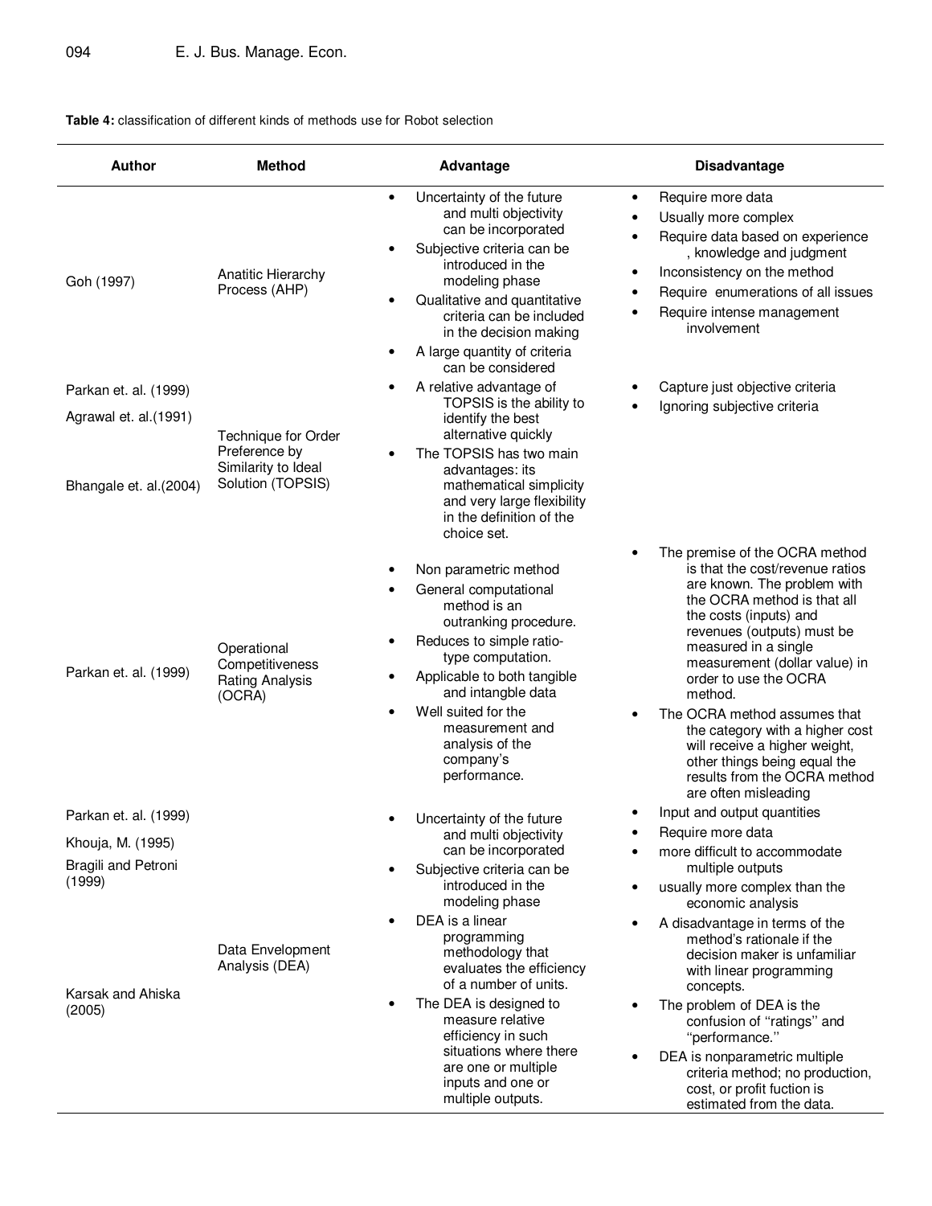**Table 4:** classification of different kinds of methods use for Robot selection

| Author | Method | Advantage | Disadvantage |
|---|---|---|---|
| Goh (1997) | Anatitic Hierarchy Process (AHP) | • Uncertainty of the future and multi objectivity can be incorporated<br>• Subjective criteria can be introduced in the modeling phase<br>• Qualitative and quantitative criteria can be included in the decision making<br>• A large quantity of criteria can be considered | • Require more data<br>• Usually more complex<br>• Require data based on experience , knowledge and judgment<br>• Inconsistency on the method<br>• Require enumerations of all issues<br>• Require intense management involvement |
| Parkan et. al. (1999)<br>Agrawal et. al.(1991)<br>Bhangale et. al.(2004) | Technique for Order Preference by Similarity to Ideal Solution (TOPSIS) | • A relative advantage of TOPSIS is the ability to identify the best alternative quickly<br>• The TOPSIS has two main advantages: its mathematical simplicity and very large flexibility in the definition of the choice set. | • Capture just objective criteria<br>• Ignoring subjective criteria |
| Parkan et. al. (1999) | Operational Competitiveness Rating Analysis (OCRA) | • Non parametric method<br>• General computational method is an outranking procedure.<br>• Reduces to simple ratio-type computation.<br>• Applicable to both tangible and intangble data<br>• Well suited for the measurement and analysis of the company's performance. | • The premise of the OCRA method is that the cost/revenue ratios are known. The problem with the OCRA method is that all the costs (inputs) and revenues (outputs) must be measured in a single measurement (dollar value) in order to use the OCRA method.<br>• The OCRA method assumes that the category with a higher cost will receive a higher weight, other things being equal the results from the OCRA method are often misleading |
| Parkan et. al. (1999)<br>Khouja, M. (1995)<br>Bragili and Petroni (1999)<br>Karsak and Ahiska (2005) | Data Envelopment Analysis (DEA) | • Uncertainty of the future and multi objectivity can be incorporated<br>• Subjective criteria can be introduced in the modeling phase<br>• DEA is a linear programming methodology that evaluates the efficiency of a number of units.<br>• The DEA is designed to measure relative efficiency in such situations where there are one or multiple inputs and one or multiple outputs. | • Input and output quantities<br>• Require more data<br>• more difficult to accommodate multiple outputs<br>• usually more complex than the economic analysis<br>• A disadvantage in terms of the method's rationale if the decision maker is unfamiliar with linear programming concepts.<br>• The problem of DEA is the confusion of ''ratings'' and ''performance.''<br>• DEA is nonparametric multiple criteria method; no production, cost, or profit fuction is estimated from the data. |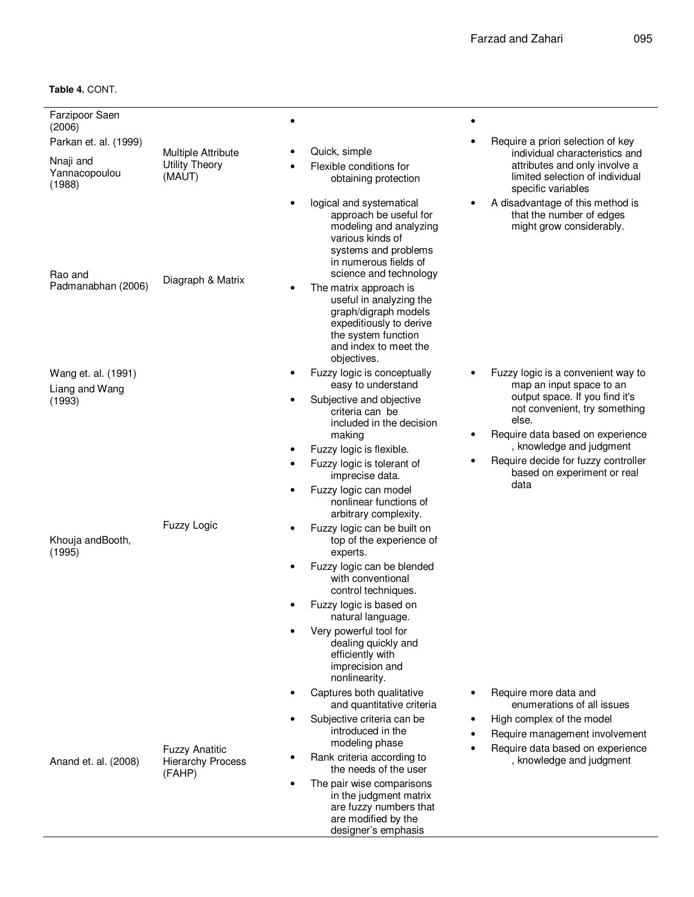**Table 4.** CONT.

| | | | |
|---|---|---|---|
| Farzipoor Saen (2006)<br>Parkan et. al. (1999)<br>Nnaji and Yannacopoulou (1988) | Multiple Attribute Utility Theory (MAUT) | • <br>• Quick, simple<br>• Flexible conditions for obtaining protection | • <br>• Require a priori selection of key individual characteristics and attributes and only involve a limited selection of individual specific variables |
| Rao and Padmanabhan (2006) | Diagraph & Matrix | • logical and systematical approach be useful for modeling and analyzing various kinds of systems and problems in numerous fields of science and technology<br>• The matrix approach is useful in analyzing the graph/digraph models expeditiously to derive the system function and index to meet the objectives. | • A disadvantage of this method is that the number of edges might grow considerably. |
| Wang et. al. (1991)<br>Liang and Wang (1993)<br>Khouja andBooth, (1995) | Fuzzy Logic | • Fuzzy logic is conceptually easy to understand<br>• Subjective and objective criteria can be included in the decision making<br>• Fuzzy logic is flexible.<br>• Fuzzy logic is tolerant of imprecise data.<br>• Fuzzy logic can model nonlinear functions of arbitrary complexity.<br>• Fuzzy logic can be built on top of the experience of experts.<br>• Fuzzy logic can be blended with conventional control techniques.<br>• Fuzzy logic is based on natural language.<br>• Very powerful tool for dealing quickly and efficiently with imprecision and nonlinearity. | • Fuzzy logic is a convenient way to map an input space to an output space. If you find it's not convenient, try something else.<br>• Require data based on experience , knowledge and judgment<br>• Require decide for fuzzy controller based on experiment or real data |
| Anand et. al. (2008) | Fuzzy Anatitic Hierarchy Process (FAHP) | • Captures both qualitative and quantitative criteria<br>• Subjective criteria can be introduced in the modeling phase<br>• Rank criteria according to the needs of the user<br>• The pair wise comparisons in the judgment matrix are fuzzy numbers that are modified by the designer's emphasis | • Require more data and enumerations of all issues<br>• High complex of the model<br>• Require management involvement<br>• Require data based on experience , knowledge and judgment |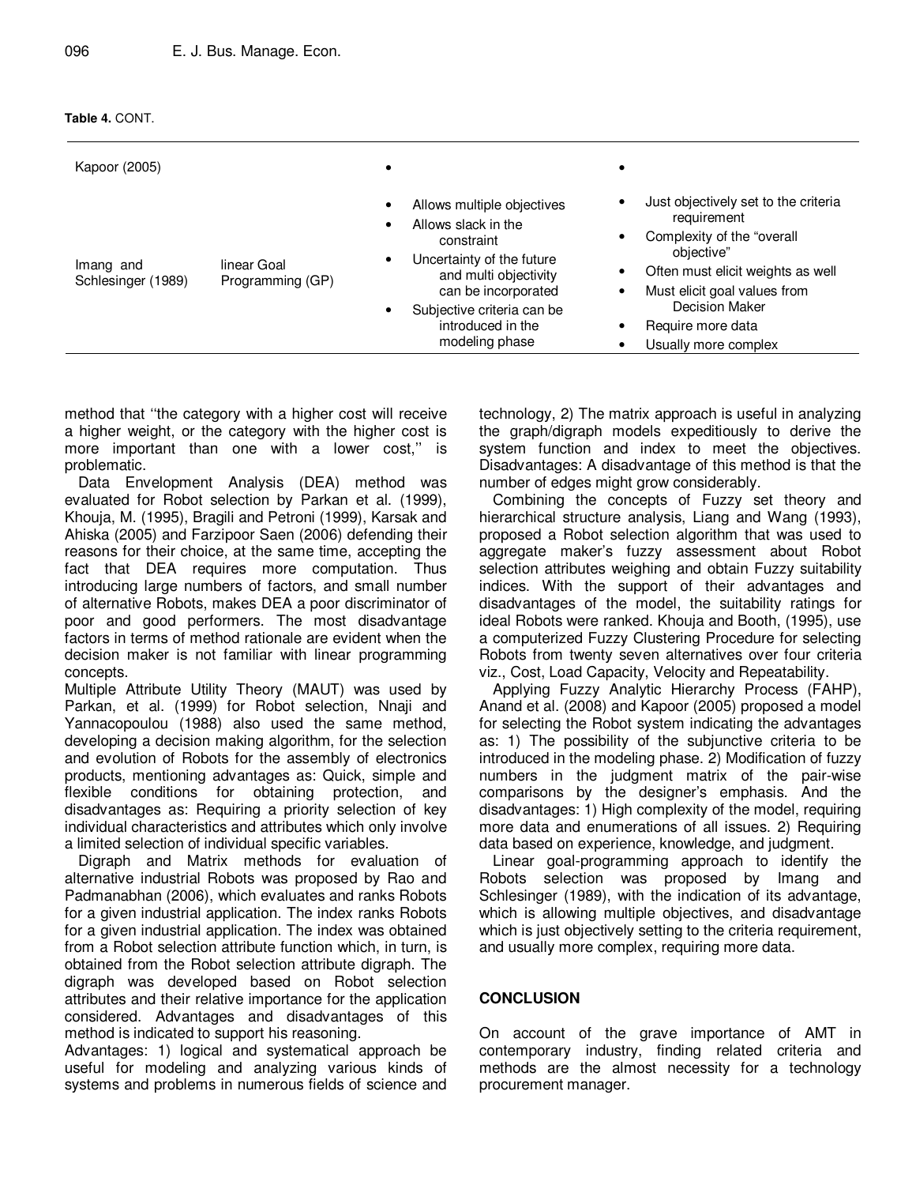**Table 4.** CONT.

| | | | |
|---|---|---|---|
| Kapoor (2005) | | • | • |
| Imang and Schlesinger (1989) | linear Goal Programming (GP) | • Allows multiple objectives<br>• Allows slack in the constraint<br>• Uncertainty of the future and multi objectivity can be incorporated<br>• Subjective criteria can be introduced in the modeling phase | • Just objectively set to the criteria requirement<br>• Complexity of the "overall objective"<br>• Often must elicit weights as well<br>• Must elicit goal values from Decision Maker<br>• Require more data<br>• Usually more complex |

method that ''the category with a higher cost will receive a higher weight, or the category with the higher cost is more important than one with a lower cost,'' is problematic.

Data Envelopment Analysis (DEA) method was evaluated for Robot selection by Parkan et al. (1999), Khouja, M. (1995), Bragili and Petroni (1999), Karsak and Ahiska (2005) and Farzipoor Saen (2006) defending their reasons for their choice, at the same time, accepting the fact that DEA requires more computation. Thus introducing large numbers of factors, and small number of alternative Robots, makes DEA a poor discriminator of poor and good performers. The most disadvantage factors in terms of method rationale are evident when the decision maker is not familiar with linear programming concepts.

Multiple Attribute Utility Theory (MAUT) was used by Parkan, et al. (1999) for Robot selection, Nnaji and Yannacopoulou (1988) also used the same method, developing a decision making algorithm, for the selection and evolution of Robots for the assembly of electronics products, mentioning advantages as: Quick, simple and flexible conditions for obtaining protection, and disadvantages as: Requiring a priority selection of key individual characteristics and attributes which only involve a limited selection of individual specific variables.

Digraph and Matrix methods for evaluation of alternative industrial Robots was proposed by Rao and Padmanabhan (2006), which evaluates and ranks Robots for a given industrial application. The index ranks Robots for a given industrial application. The index was obtained from a Robot selection attribute function which, in turn, is obtained from the Robot selection attribute digraph. The digraph was developed based on Robot selection attributes and their relative importance for the application considered. Advantages and disadvantages of this method is indicated to support his reasoning.

Advantages: 1) logical and systematical approach be useful for modeling and analyzing various kinds of systems and problems in numerous fields of science and technology, 2) The matrix approach is useful in analyzing the graph/digraph models expeditiously to derive the system function and index to meet the objectives. Disadvantages: A disadvantage of this method is that the number of edges might grow considerably.

Combining the concepts of Fuzzy set theory and hierarchical structure analysis, Liang and Wang (1993), proposed a Robot selection algorithm that was used to aggregate maker's fuzzy assessment about Robot selection attributes weighing and obtain Fuzzy suitability indices. With the support of their advantages and disadvantages of the model, the suitability ratings for ideal Robots were ranked. Khouja and Booth, (1995), use a computerized Fuzzy Clustering Procedure for selecting Robots from twenty seven alternatives over four criteria viz., Cost, Load Capacity, Velocity and Repeatability.

Applying Fuzzy Analytic Hierarchy Process (FAHP), Anand et al. (2008) and Kapoor (2005) proposed a model for selecting the Robot system indicating the advantages as: 1) The possibility of the subjunctive criteria to be introduced in the modeling phase. 2) Modification of fuzzy numbers in the judgment matrix of the pair-wise comparisons by the designer's emphasis. And the disadvantages: 1) High complexity of the model, requiring more data and enumerations of all issues. 2) Requiring data based on experience, knowledge, and judgment.

Linear goal-programming approach to identify the Robots selection was proposed by Imang and Schlesinger (1989), with the indication of its advantage, which is allowing multiple objectives, and disadvantage which is just objectively setting to the criteria requirement, and usually more complex, requiring more data.

## CONCLUSION

On account of the grave importance of AMT in contemporary industry, finding related criteria and methods are the almost necessity for a technology procurement manager.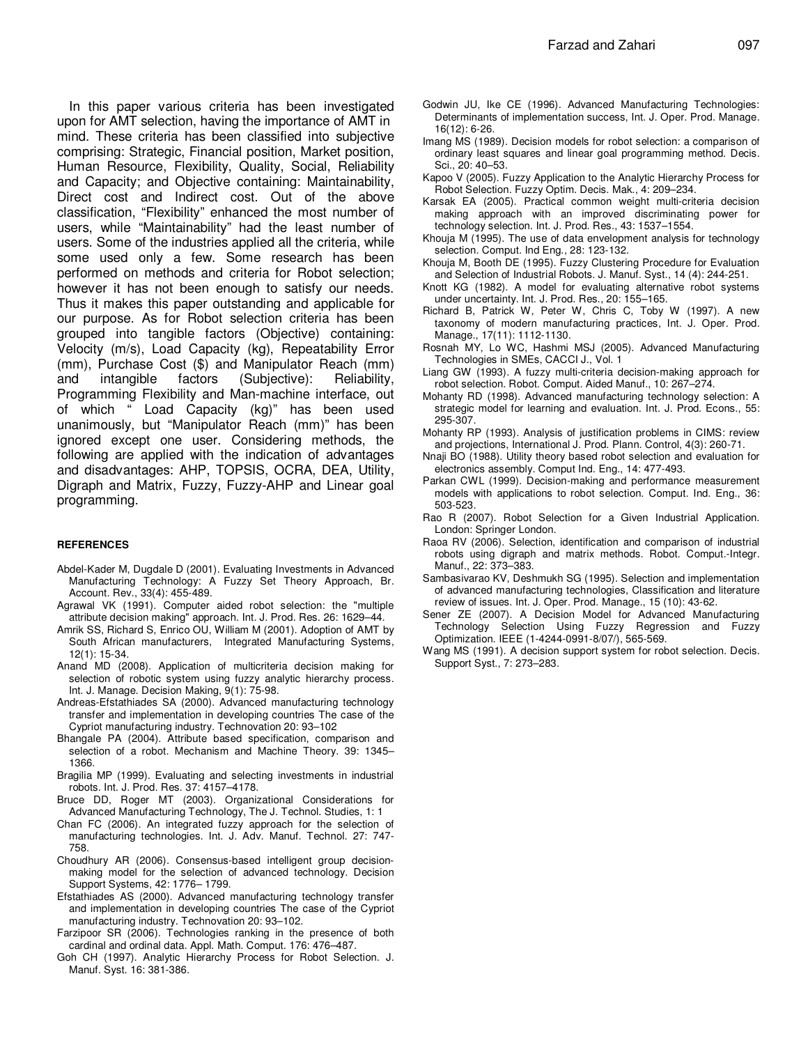In this paper various criteria has been investigated upon for AMT selection, having the importance of AMT in mind. These criteria has been classified into subjective comprising: Strategic, Financial position, Market position, Human Resource, Flexibility, Quality, Social, Reliability and Capacity; and Objective containing: Maintainability, Direct cost and Indirect cost. Out of the above classification, "Flexibility" enhanced the most number of users, while "Maintainability" had the least number of users. Some of the industries applied all the criteria, while some used only a few. Some research has been performed on methods and criteria for Robot selection; however it has not been enough to satisfy our needs. Thus it makes this paper outstanding and applicable for our purpose. As for Robot selection criteria has been grouped into tangible factors (Objective) containing: Velocity (m/s), Load Capacity (kg), Repeatability Error (mm), Purchase Cost ($) and Manipulator Reach (mm) and intangible factors (Subjective): Reliability, Programming Flexibility and Man-machine interface, out of which " Load Capacity (kg)" has been used unanimously, but "Manipulator Reach (mm)" has been ignored except one user. Considering methods, the following are applied with the indication of advantages and disadvantages: AHP, TOPSIS, OCRA, DEA, Utility, Digraph and Matrix, Fuzzy, Fuzzy-AHP and Linear goal programming.

## REFERENCES

Abdel-Kader M, Dugdale D (2001). Evaluating Investments in Advanced Manufacturing Technology: A Fuzzy Set Theory Approach, Br. Account. Rev., 33(4): 455-489.

Agrawal VK (1991). Computer aided robot selection: the "multiple attribute decision making" approach. Int. J. Prod. Res. 26: 1629–44.

Amrik SS, Richard S, Enrico OU, William M (2001). Adoption of AMT by South African manufacturers, Integrated Manufacturing Systems, 12(1): 15-34.

Anand MD (2008). Application of multicriteria decision making for selection of robotic system using fuzzy analytic hierarchy process. Int. J. Manage. Decision Making, 9(1): 75-98.

Andreas-Efstathiades SA (2000). Advanced manufacturing technology transfer and implementation in developing countries The case of the Cypriot manufacturing industry. Technovation 20: 93–102

Bhangale PA (2004). Attribute based specification, comparison and selection of a robot. Mechanism and Machine Theory. 39: 1345–1366.

Bragilia MP (1999). Evaluating and selecting investments in industrial robots. Int. J. Prod. Res. 37: 4157–4178.

Bruce DD, Roger MT (2003). Organizational Considerations for Advanced Manufacturing Technology, The J. Technol. Studies, 1: 1

Chan FC (2006). An integrated fuzzy approach for the selection of manufacturing technologies. Int. J. Adv. Manuf. Technol. 27: 747-758.

Choudhury AR (2006). Consensus-based intelligent group decision-making model for the selection of advanced technology. Decision Support Systems, 42: 1776– 1799.

Efstathiades AS (2000). Advanced manufacturing technology transfer and implementation in developing countries The case of the Cypriot manufacturing industry. Technovation 20: 93–102.

Farzipoor SR (2006). Technologies ranking in the presence of both cardinal and ordinal data. Appl. Math. Comput. 176: 476–487.

Goh CH (1997). Analytic Hierarchy Process for Robot Selection. J. Manuf. Syst. 16: 381-386.

Godwin JU, Ike CE (1996). Advanced Manufacturing Technologies: Determinants of implementation success, Int. J. Oper. Prod. Manage. 16(12): 6-26.

Imang MS (1989). Decision models for robot selection: a comparison of ordinary least squares and linear goal programming method. Decis. Sci., 20: 40–53.

Kapoo V (2005). Fuzzy Application to the Analytic Hierarchy Process for Robot Selection. Fuzzy Optim. Decis. Mak., 4: 209–234.

Karsak EA (2005). Practical common weight multi-criteria decision making approach with an improved discriminating power for technology selection. Int. J. Prod. Res., 43: 1537–1554.

Khouja M (1995). The use of data envelopment analysis for technology selection. Comput. Ind Eng., 28: 123-132.

Khouja M, Booth DE (1995). Fuzzy Clustering Procedure for Evaluation and Selection of Industrial Robots. J. Manuf. Syst., 14 (4): 244-251.

Knott KG (1982). A model for evaluating alternative robot systems under uncertainty. Int. J. Prod. Res., 20: 155–165.

Richard B, Patrick W, Peter W, Chris C, Toby W (1997). A new taxonomy of modern manufacturing practices, Int. J. Oper. Prod. Manage., 17(11): 1112-1130.

Rosnah MY, Lo WC, Hashmi MSJ (2005). Advanced Manufacturing Technologies in SMEs, CACCI J., Vol. 1

Liang GW (1993). A fuzzy multi-criteria decision-making approach for robot selection. Robot. Comput. Aided Manuf., 10: 267–274.

Mohanty RD (1998). Advanced manufacturing technology selection: A strategic model for learning and evaluation. Int. J. Prod. Econs., 55: 295-307.

Mohanty RP (1993). Analysis of justification problems in CIMS: review and projections, International J. Prod. Plann. Control, 4(3): 260-71.

Nnaji BO (1988). Utility theory based robot selection and evaluation for electronics assembly. Comput Ind. Eng., 14: 477-493.

Parkan CWL (1999). Decision-making and performance measurement models with applications to robot selection. Comput. Ind. Eng., 36: 503-523.

Rao R (2007). Robot Selection for a Given Industrial Application. London: Springer London.

Raoa RV (2006). Selection, identification and comparison of industrial robots using digraph and matrix methods. Robot. Comput.-Integr. Manuf., 22: 373–383.

Sambasivarao KV, Deshmukh SG (1995). Selection and implementation of advanced manufacturing technologies, Classification and literature review of issues. Int. J. Oper. Prod. Manage., 15 (10): 43-62.

Sener ZE (2007). A Decision Model for Advanced Manufacturing Technology Selection Using Fuzzy Regression and Fuzzy Optimization. IEEE (1-4244-0991-8/07/), 565-569.

Wang MS (1991). A decision support system for robot selection. Decis. Support Syst., 7: 273–283.